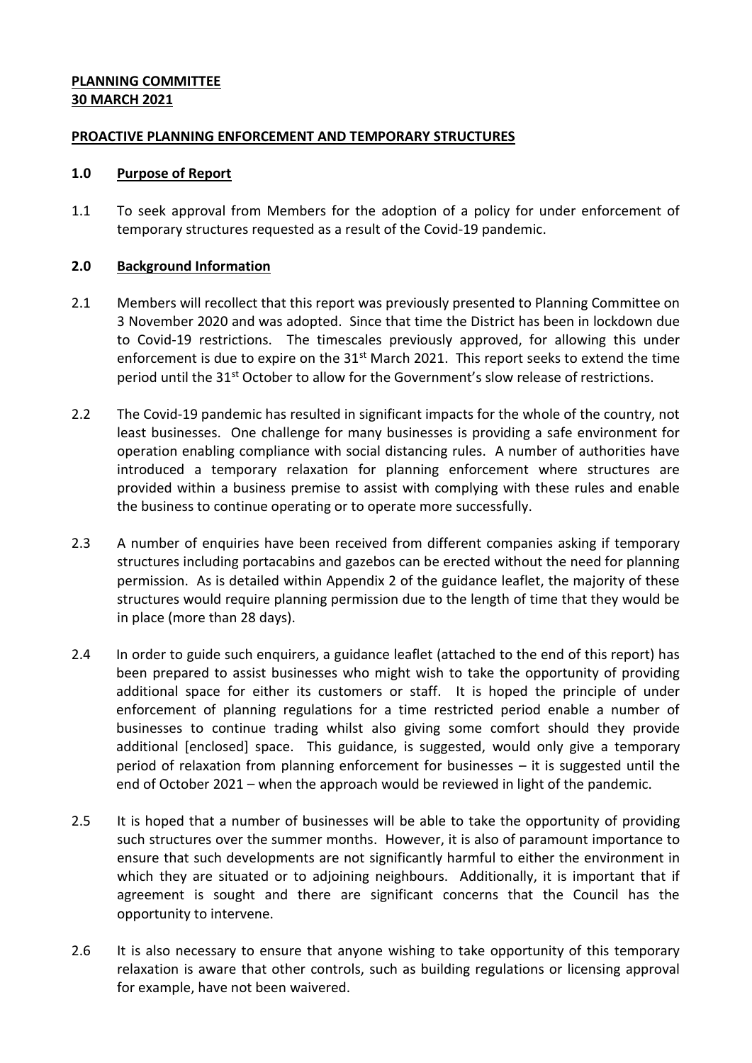**PLANNING COMMITTEE**
**30 MARCH 2021**

**PROACTIVE PLANNING ENFORCEMENT AND TEMPORARY STRUCTURES**

## 1.0 Purpose of Report

1.1 To seek approval from Members for the adoption of a policy for under enforcement of temporary structures requested as a result of the Covid-19 pandemic.

## 2.0 Background Information

2.1 Members will recollect that this report was previously presented to Planning Committee on 3 November 2020 and was adopted. Since that time the District has been in lockdown due to Covid-19 restrictions. The timescales previously approved, for allowing this under enforcement is due to expire on the 31st March 2021. This report seeks to extend the time period until the 31st October to allow for the Government's slow release of restrictions.

2.2 The Covid-19 pandemic has resulted in significant impacts for the whole of the country, not least businesses. One challenge for many businesses is providing a safe environment for operation enabling compliance with social distancing rules. A number of authorities have introduced a temporary relaxation for planning enforcement where structures are provided within a business premise to assist with complying with these rules and enable the business to continue operating or to operate more successfully.

2.3 A number of enquiries have been received from different companies asking if temporary structures including portacabins and gazebos can be erected without the need for planning permission. As is detailed within Appendix 2 of the guidance leaflet, the majority of these structures would require planning permission due to the length of time that they would be in place (more than 28 days).

2.4 In order to guide such enquirers, a guidance leaflet (attached to the end of this report) has been prepared to assist businesses who might wish to take the opportunity of providing additional space for either its customers or staff. It is hoped the principle of under enforcement of planning regulations for a time restricted period enable a number of businesses to continue trading whilst also giving some comfort should they provide additional [enclosed] space. This guidance, is suggested, would only give a temporary period of relaxation from planning enforcement for businesses – it is suggested until the end of October 2021 – when the approach would be reviewed in light of the pandemic.

2.5 It is hoped that a number of businesses will be able to take the opportunity of providing such structures over the summer months. However, it is also of paramount importance to ensure that such developments are not significantly harmful to either the environment in which they are situated or to adjoining neighbours. Additionally, it is important that if agreement is sought and there are significant concerns that the Council has the opportunity to intervene.

2.6 It is also necessary to ensure that anyone wishing to take opportunity of this temporary relaxation is aware that other controls, such as building regulations or licensing approval for example, have not been waivered.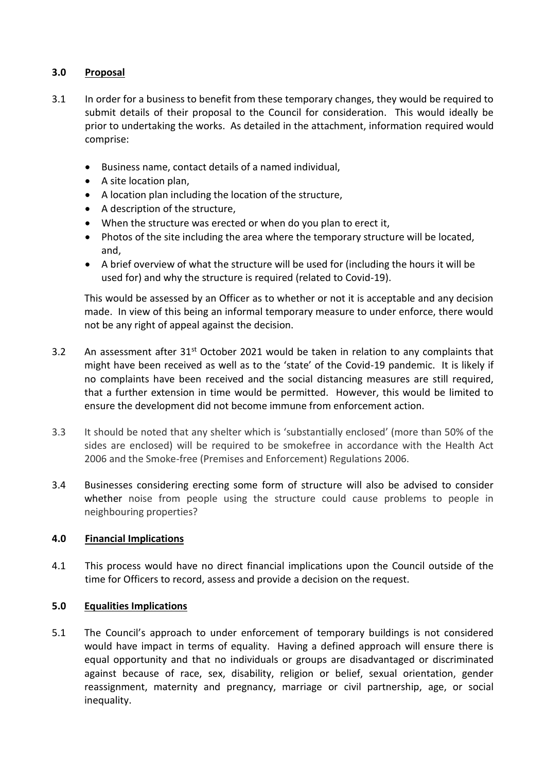## 3.0 Proposal

3.1 In order for a business to benefit from these temporary changes, they would be required to submit details of their proposal to the Council for consideration. This would ideally be prior to undertaking the works. As detailed in the attachment, information required would comprise:

- Business name, contact details of a named individual,
- A site location plan,
- A location plan including the location of the structure,
- A description of the structure,
- When the structure was erected or when do you plan to erect it,
- Photos of the site including the area where the temporary structure will be located, and,
- A brief overview of what the structure will be used for (including the hours it will be used for) and why the structure is required (related to Covid-19).

This would be assessed by an Officer as to whether or not it is acceptable and any decision made. In view of this being an informal temporary measure to under enforce, there would not be any right of appeal against the decision.

3.2 An assessment after 31st October 2021 would be taken in relation to any complaints that might have been received as well as to the 'state' of the Covid-19 pandemic. It is likely if no complaints have been received and the social distancing measures are still required, that a further extension in time would be permitted. However, this would be limited to ensure the development did not become immune from enforcement action.

3.3 It should be noted that any shelter which is 'substantially enclosed' (more than 50% of the sides are enclosed) will be required to be smokefree in accordance with the Health Act 2006 and the Smoke-free (Premises and Enforcement) Regulations 2006.

3.4 Businesses considering erecting some form of structure will also be advised to consider whether noise from people using the structure could cause problems to people in neighbouring properties?

## 4.0 Financial Implications

4.1 This process would have no direct financial implications upon the Council outside of the time for Officers to record, assess and provide a decision on the request.

## 5.0 Equalities Implications

5.1 The Council's approach to under enforcement of temporary buildings is not considered would have impact in terms of equality. Having a defined approach will ensure there is equal opportunity and that no individuals or groups are disadvantaged or discriminated against because of race, sex, disability, religion or belief, sexual orientation, gender reassignment, maternity and pregnancy, marriage or civil partnership, age, or social inequality.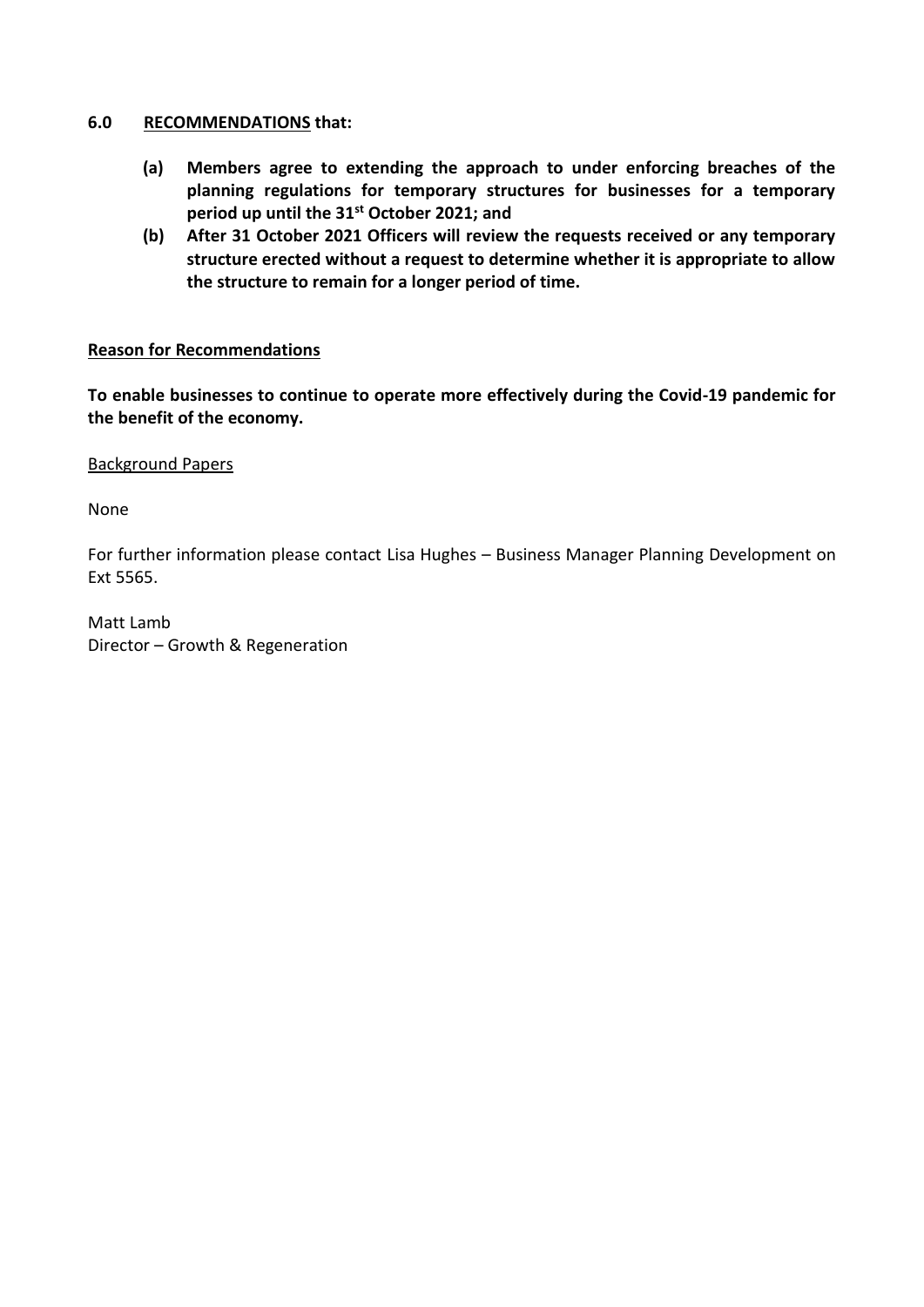## 6.0 RECOMMENDATIONS that:

**(a) Members agree to extending the approach to under enforcing breaches of the planning regulations for temporary structures for businesses for a temporary period up until the 31st October 2021; and**

**(b) After 31 October 2021 Officers will review the requests received or any temporary structure erected without a request to determine whether it is appropriate to allow the structure to remain for a longer period of time.**

**Reason for Recommendations**

**To enable businesses to continue to operate more effectively during the Covid-19 pandemic for the benefit of the economy.**

Background Papers

None

For further information please contact Lisa Hughes – Business Manager Planning Development on Ext 5565.

Matt Lamb
Director – Growth & Regeneration